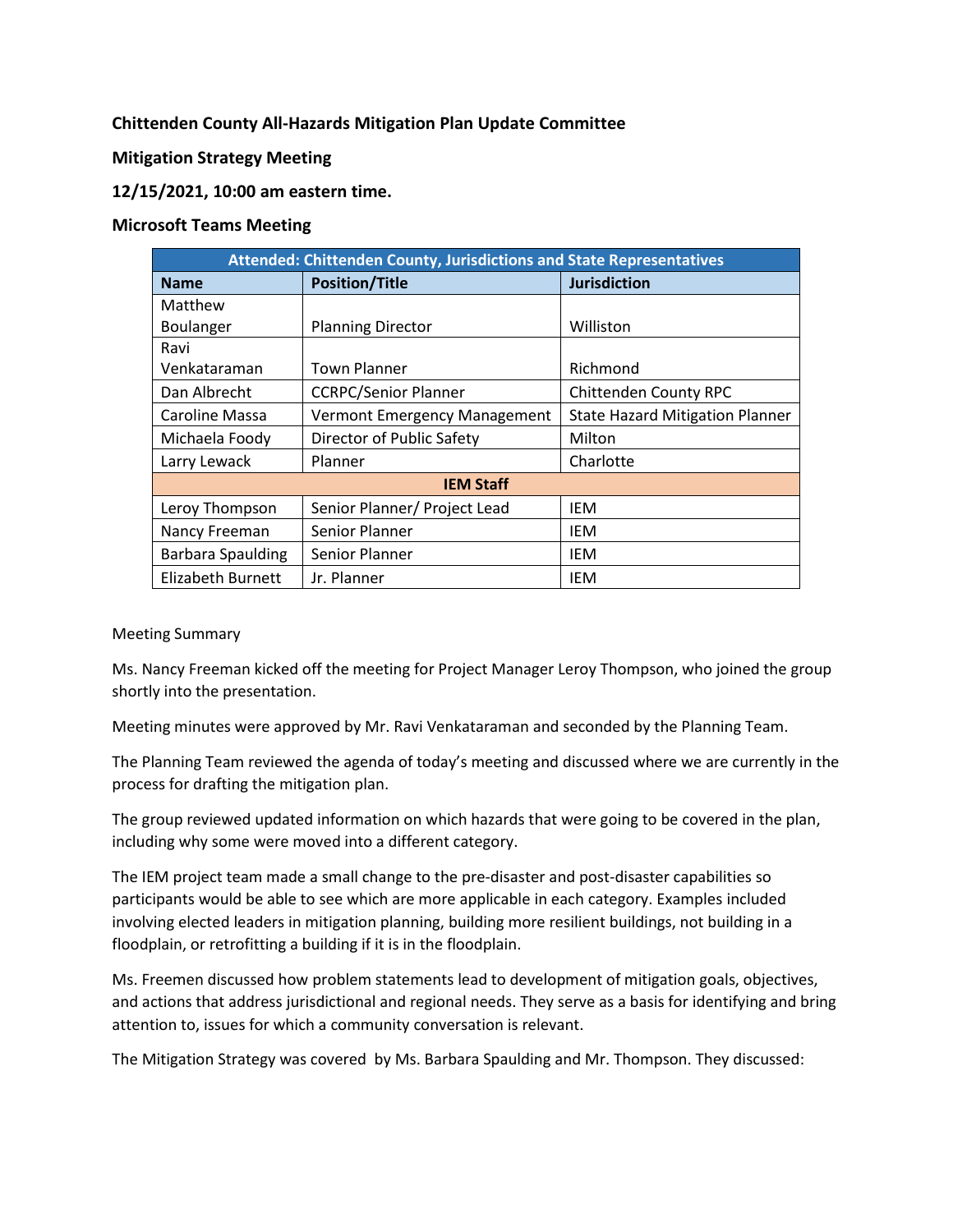**Chittenden County All-Hazards Mitigation Plan Update Committee**

**Mitigation Strategy Meeting**

**12/15/2021, 10:00 am eastern time.**

**Microsoft Teams Meeting**

| Attended: Chittenden County, Jurisdictions and State Representatives | | |
|---|---|---|
| **Name** | **Position/Title** | **Jurisdiction** |
| Matthew Boulanger | Planning Director | Williston |
| Ravi Venkataraman | Town Planner | Richmond |
| Dan Albrecht | CCRPC/Senior Planner | Chittenden County RPC |
| Caroline Massa | Vermont Emergency Management | State Hazard Mitigation Planner |
| Michaela Foody | Director of Public Safety | Milton |
| Larry Lewack | Planner | Charlotte |
| **IEM Staff** | | |
| Leroy Thompson | Senior Planner/ Project Lead | IEM |
| Nancy Freeman | Senior Planner | IEM |
| Barbara Spaulding | Senior Planner | IEM |
| Elizabeth Burnett | Jr. Planner | IEM |

Meeting Summary

Ms. Nancy Freeman kicked off the meeting for Project Manager Leroy Thompson, who joined the group shortly into the presentation.

Meeting minutes were approved by Mr. Ravi Venkataraman and seconded by the Planning Team.

The Planning Team reviewed the agenda of today's meeting and discussed where we are currently in the process for drafting the mitigation plan.

The group reviewed updated information on which hazards that were going to be covered in the plan, including why some were moved into a different category.

The IEM project team made a small change to the pre-disaster and post-disaster capabilities so participants would be able to see which are more applicable in each category. Examples included involving elected leaders in mitigation planning, building more resilient buildings, not building in a floodplain, or retrofitting a building if it is in the floodplain.

Ms. Freemen discussed how problem statements lead to development of mitigation goals, objectives, and actions that address jurisdictional and regional needs. They serve as a basis for identifying and bring attention to, issues for which a community conversation is relevant.

The Mitigation Strategy was covered by Ms. Barbara Spaulding and Mr. Thompson. They discussed: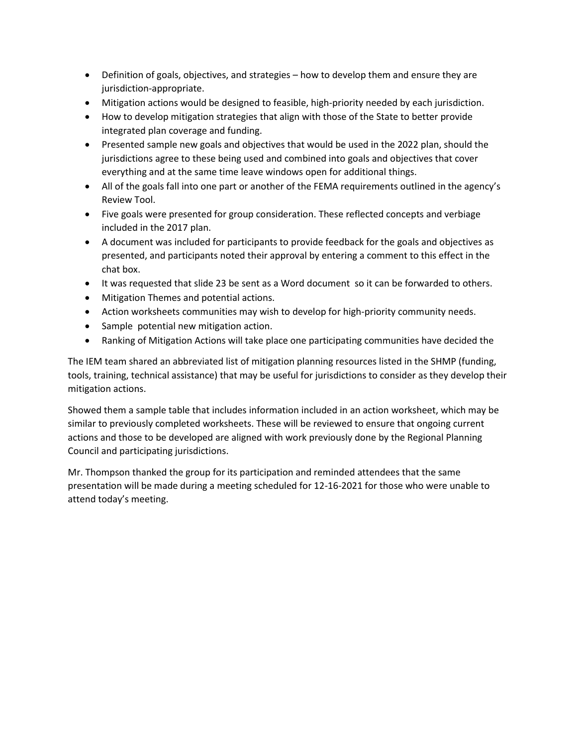- Definition of goals, objectives, and strategies – how to develop them and ensure they are jurisdiction-appropriate.
- Mitigation actions would be designed to feasible, high-priority needed by each jurisdiction.
- How to develop mitigation strategies that align with those of the State to better provide integrated plan coverage and funding.
- Presented sample new goals and objectives that would be used in the 2022 plan, should the jurisdictions agree to these being used and combined into goals and objectives that cover everything and at the same time leave windows open for additional things.
- All of the goals fall into one part or another of the FEMA requirements outlined in the agency's Review Tool.
- Five goals were presented for group consideration. These reflected concepts and verbiage included in the 2017 plan.
- A document was included for participants to provide feedback for the goals and objectives as presented, and participants noted their approval by entering a comment to this effect in the chat box.
- It was requested that slide 23 be sent as a Word document so it can be forwarded to others.
- Mitigation Themes and potential actions.
- Action worksheets communities may wish to develop for high-priority community needs.
- Sample potential new mitigation action.
- Ranking of Mitigation Actions will take place one participating communities have decided the

The IEM team shared an abbreviated list of mitigation planning resources listed in the SHMP (funding, tools, training, technical assistance) that may be useful for jurisdictions to consider as they develop their mitigation actions.

Showed them a sample table that includes information included in an action worksheet, which may be similar to previously completed worksheets. These will be reviewed to ensure that ongoing current actions and those to be developed are aligned with work previously done by the Regional Planning Council and participating jurisdictions.

Mr. Thompson thanked the group for its participation and reminded attendees that the same presentation will be made during a meeting scheduled for 12-16-2021 for those who were unable to attend today's meeting.